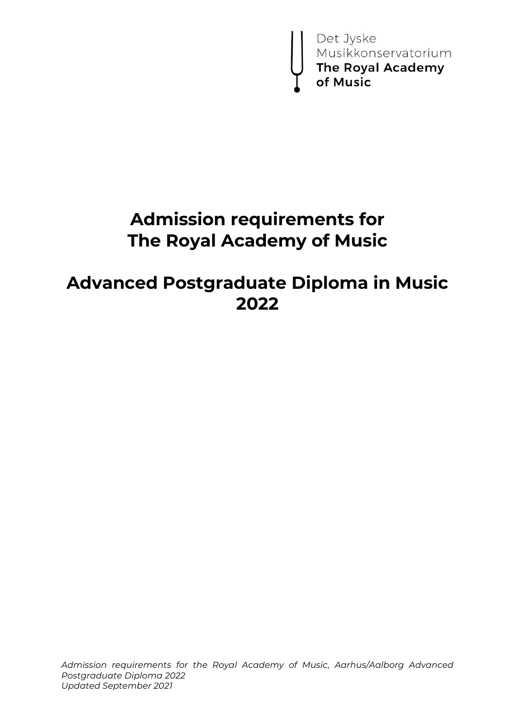Det Jyske
Musikkonservatorium
**The Royal Academy of Music**

# Admission requirements for The Royal Academy of Music

# Advanced Postgraduate Diploma in Music 2022

*Admission requirements for the Royal Academy of Music, Aarhus/Aalborg Advanced Postgraduate Diploma 2022*
*Updated September 2021*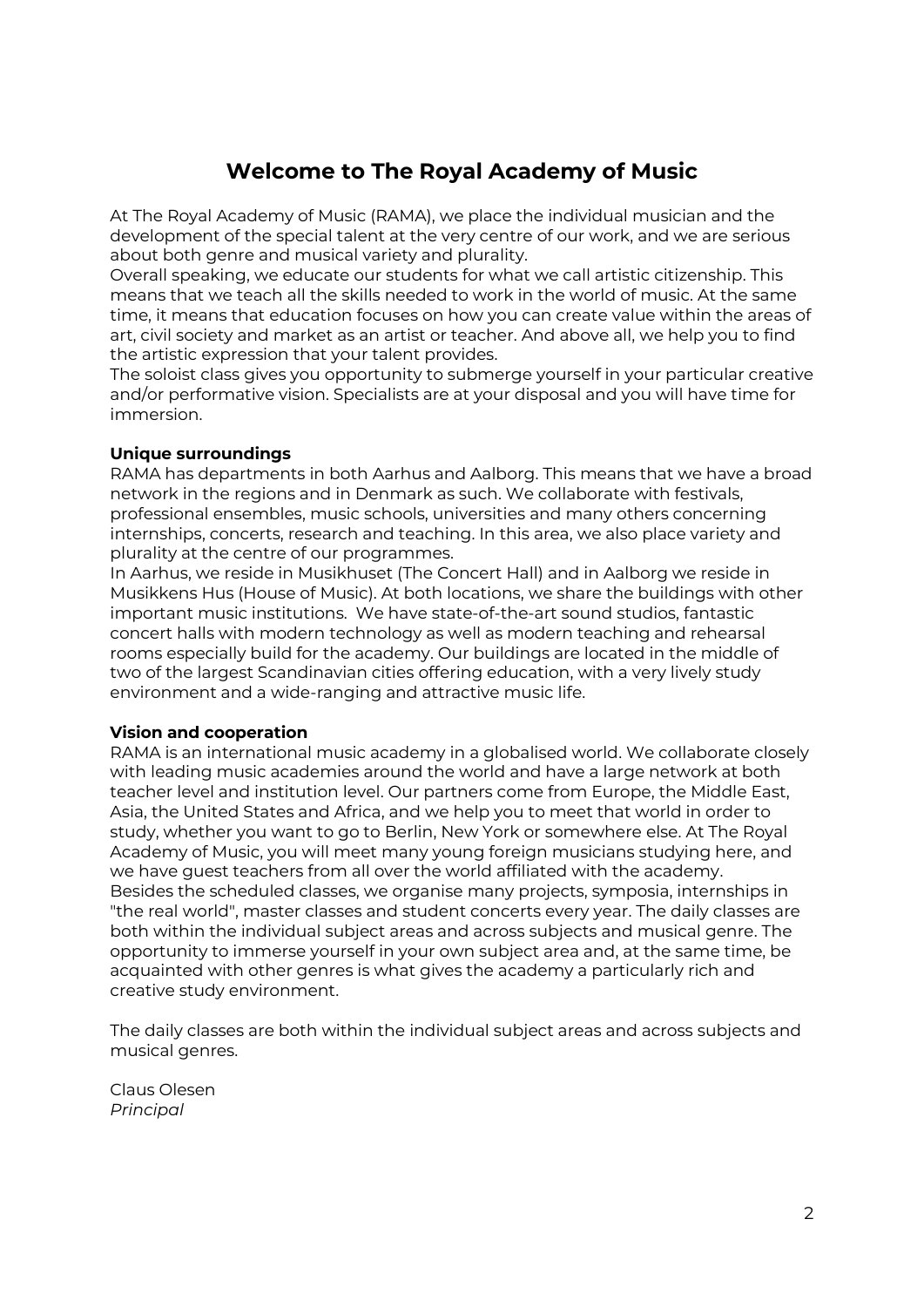# Welcome to The Royal Academy of Music

At The Royal Academy of Music (RAMA), we place the individual musician and the development of the special talent at the very centre of our work, and we are serious about both genre and musical variety and plurality.

Overall speaking, we educate our students for what we call artistic citizenship. This means that we teach all the skills needed to work in the world of music. At the same time, it means that education focuses on how you can create value within the areas of art, civil society and market as an artist or teacher. And above all, we help you to find the artistic expression that your talent provides.

The soloist class gives you opportunity to submerge yourself in your particular creative and/or performative vision. Specialists are at your disposal and you will have time for immersion.

**Unique surroundings**

RAMA has departments in both Aarhus and Aalborg. This means that we have a broad network in the regions and in Denmark as such. We collaborate with festivals, professional ensembles, music schools, universities and many others concerning internships, concerts, research and teaching. In this area, we also place variety and plurality at the centre of our programmes.

In Aarhus, we reside in Musikhuset (The Concert Hall) and in Aalborg we reside in Musikkens Hus (House of Music). At both locations, we share the buildings with other important music institutions. We have state-of-the-art sound studios, fantastic concert halls with modern technology as well as modern teaching and rehearsal rooms especially build for the academy. Our buildings are located in the middle of two of the largest Scandinavian cities offering education, with a very lively study environment and a wide-ranging and attractive music life.

**Vision and cooperation**

RAMA is an international music academy in a globalised world. We collaborate closely with leading music academies around the world and have a large network at both teacher level and institution level. Our partners come from Europe, the Middle East, Asia, the United States and Africa, and we help you to meet that world in order to study, whether you want to go to Berlin, New York or somewhere else. At The Royal Academy of Music, you will meet many young foreign musicians studying here, and we have guest teachers from all over the world affiliated with the academy.

Besides the scheduled classes, we organise many projects, symposia, internships in "the real world", master classes and student concerts every year. The daily classes are both within the individual subject areas and across subjects and musical genre. The opportunity to immerse yourself in your own subject area and, at the same time, be acquainted with other genres is what gives the academy a particularly rich and creative study environment.

The daily classes are both within the individual subject areas and across subjects and musical genres.

Claus Olesen
*Principal*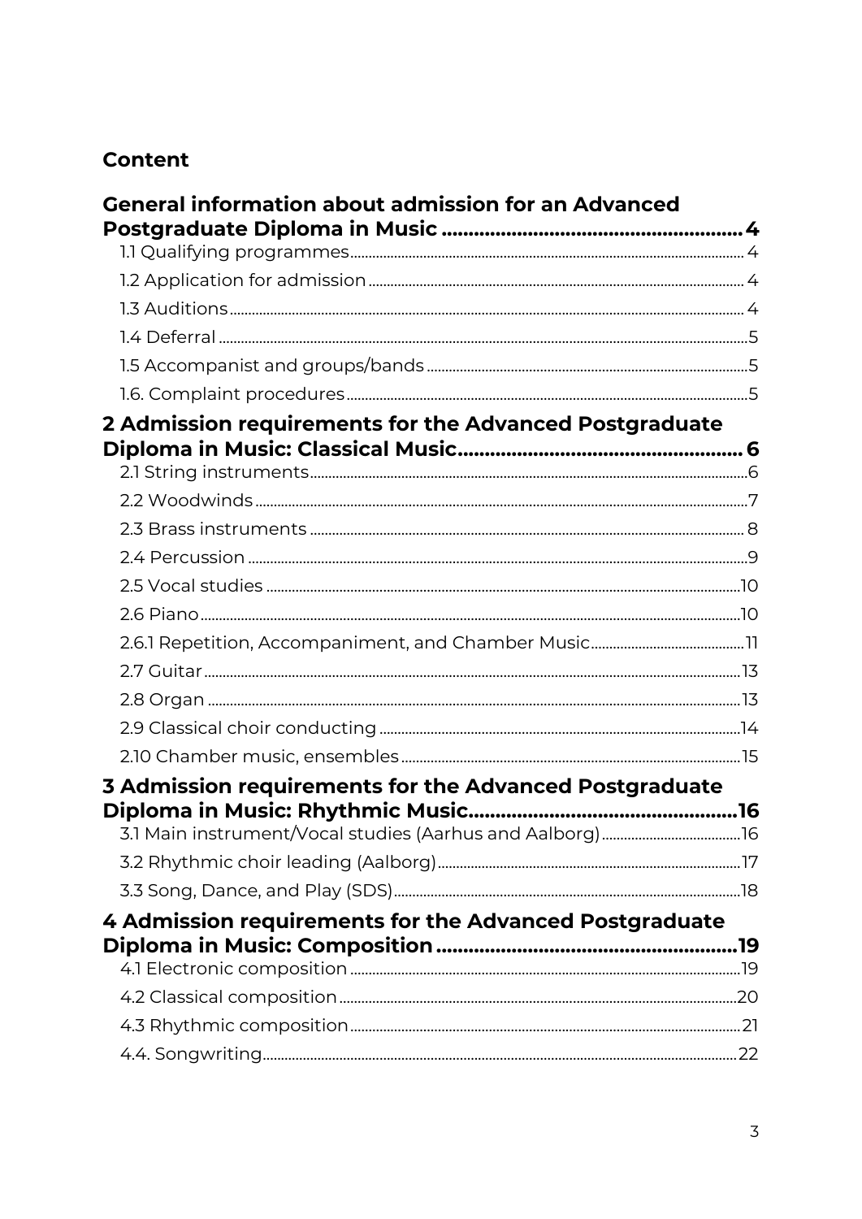**Content**

**General information about admission for an Advanced Postgraduate Diploma in Music .......... 4**

1.1 Qualifying programmes .......... 4

1.2 Application for admission .......... 4

1.3 Auditions .......... 4

1.4 Deferral .......... 5

1.5 Accompanist and groups/bands .......... 5

1.6. Complaint procedures .......... 5

**2 Admission requirements for the Advanced Postgraduate Diploma in Music: Classical Music .......... 6**

2.1 String instruments .......... 6

2.2 Woodwinds .......... 7

2.3 Brass instruments .......... 8

2.4 Percussion .......... 9

2.5 Vocal studies .......... 10

2.6 Piano .......... 10

2.6.1 Repetition, Accompaniment, and Chamber Music .......... 11

2.7 Guitar .......... 13

2.8 Organ .......... 13

2.9 Classical choir conducting .......... 14

2.10 Chamber music, ensembles .......... 15

**3 Admission requirements for the Advanced Postgraduate Diploma in Music: Rhythmic Music .......... 16**

3.1 Main instrument/Vocal studies (Aarhus and Aalborg) .......... 16

3.2 Rhythmic choir leading (Aalborg) .......... 17

3.3 Song, Dance, and Play (SDS) .......... 18

**4 Admission requirements for the Advanced Postgraduate Diploma in Music: Composition .......... 19**

4.1 Electronic composition .......... 19

4.2 Classical composition .......... 20

4.3 Rhythmic composition .......... 21

4.4. Songwriting .......... 22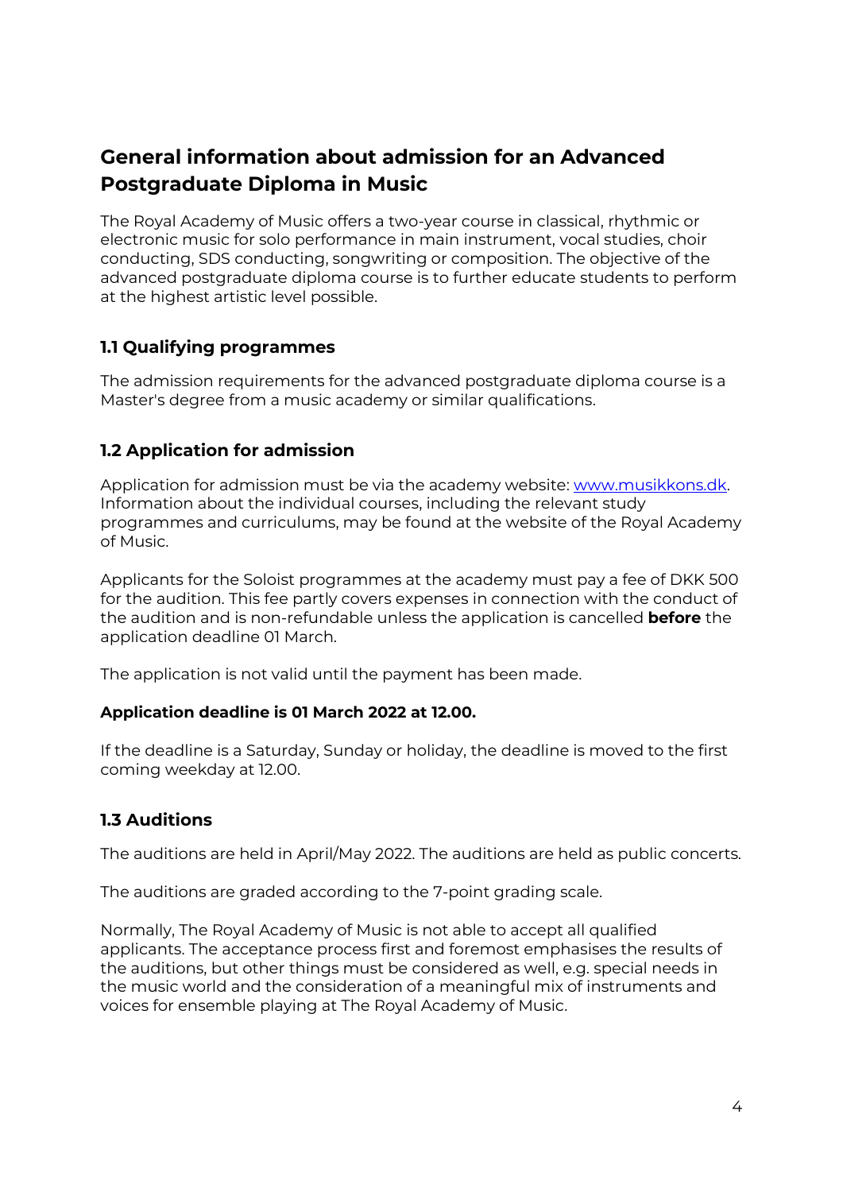## General information about admission for an Advanced Postgraduate Diploma in Music

The Royal Academy of Music offers a two-year course in classical, rhythmic or electronic music for solo performance in main instrument, vocal studies, choir conducting, SDS conducting, songwriting or composition. The objective of the advanced postgraduate diploma course is to further educate students to perform at the highest artistic level possible.

### 1.1 Qualifying programmes

The admission requirements for the advanced postgraduate diploma course is a Master's degree from a music academy or similar qualifications.

### 1.2 Application for admission

Application for admission must be via the academy website: [www.musikkons.dk](http://www.musikkons.dk). Information about the individual courses, including the relevant study programmes and curriculums, may be found at the website of the Royal Academy of Music.

Applicants for the Soloist programmes at the academy must pay a fee of DKK 500 for the audition. This fee partly covers expenses in connection with the conduct of the audition and is non-refundable unless the application is cancelled **before** the application deadline 01 March.

The application is not valid until the payment has been made.

**Application deadline is 01 March 2022 at 12.00.**

If the deadline is a Saturday, Sunday or holiday, the deadline is moved to the first coming weekday at 12.00.

### 1.3 Auditions

The auditions are held in April/May 2022. The auditions are held as public concerts.

The auditions are graded according to the 7-point grading scale.

Normally, The Royal Academy of Music is not able to accept all qualified applicants. The acceptance process first and foremost emphasises the results of the auditions, but other things must be considered as well, e.g. special needs in the music world and the consideration of a meaningful mix of instruments and voices for ensemble playing at The Royal Academy of Music.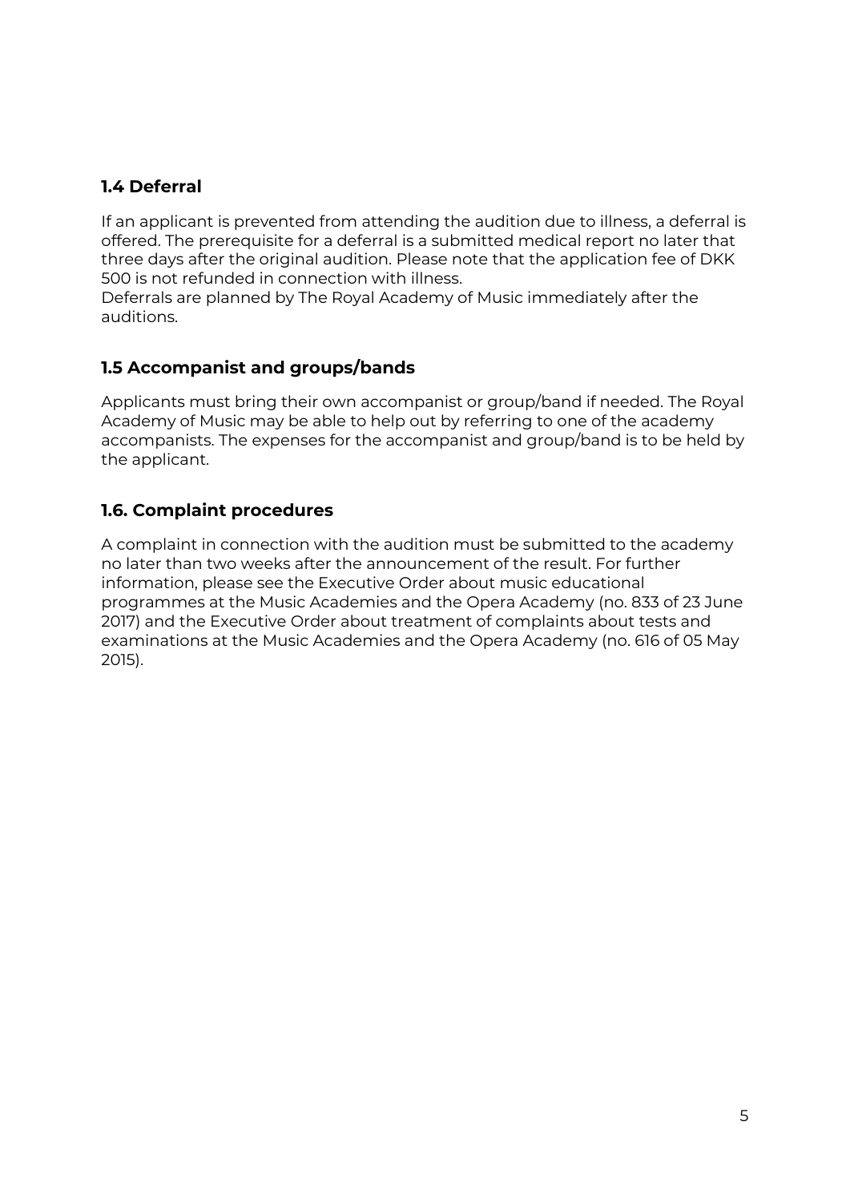### 1.4 Deferral

If an applicant is prevented from attending the audition due to illness, a deferral is offered. The prerequisite for a deferral is a submitted medical report no later that three days after the original audition. Please note that the application fee of DKK 500 is not refunded in connection with illness.
Deferrals are planned by The Royal Academy of Music immediately after the auditions.

### 1.5 Accompanist and groups/bands

Applicants must bring their own accompanist or group/band if needed. The Royal Academy of Music may be able to help out by referring to one of the academy accompanists. The expenses for the accompanist and group/band is to be held by the applicant.

### 1.6. Complaint procedures

A complaint in connection with the audition must be submitted to the academy no later than two weeks after the announcement of the result. For further information, please see the Executive Order about music educational programmes at the Music Academies and the Opera Academy (no. 833 of 23 June 2017) and the Executive Order about treatment of complaints about tests and examinations at the Music Academies and the Opera Academy (no. 616 of 05 May 2015).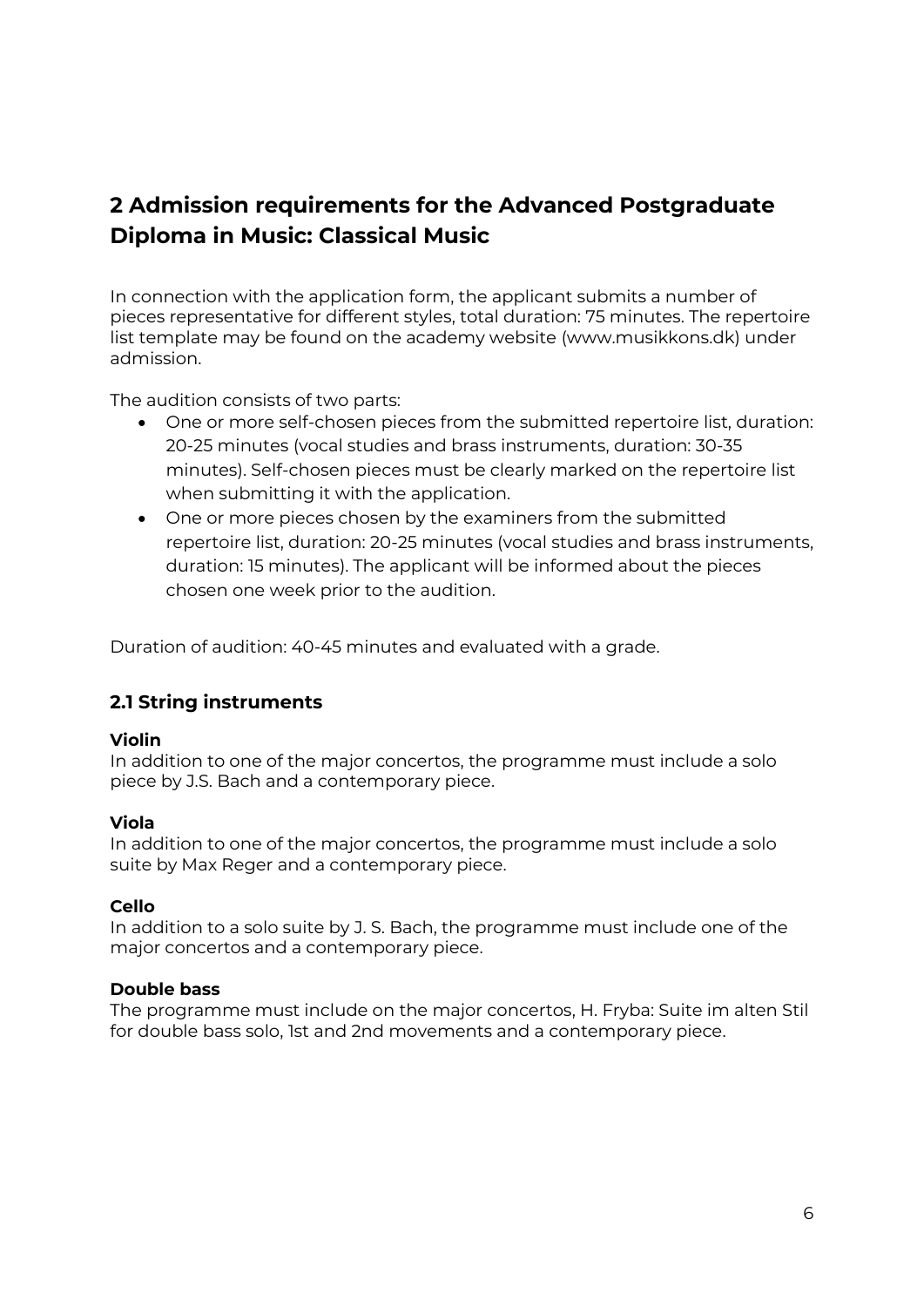## 2 Admission requirements for the Advanced Postgraduate Diploma in Music: Classical Music

In connection with the application form, the applicant submits a number of pieces representative for different styles, total duration: 75 minutes. The repertoire list template may be found on the academy website (www.musikkons.dk) under admission.

The audition consists of two parts:

- One or more self-chosen pieces from the submitted repertoire list, duration: 20-25 minutes (vocal studies and brass instruments, duration: 30-35 minutes). Self-chosen pieces must be clearly marked on the repertoire list when submitting it with the application.
- One or more pieces chosen by the examiners from the submitted repertoire list, duration: 20-25 minutes (vocal studies and brass instruments, duration: 15 minutes). The applicant will be informed about the pieces chosen one week prior to the audition.

Duration of audition: 40-45 minutes and evaluated with a grade.

### 2.1 String instruments

**Violin**
In addition to one of the major concertos, the programme must include a solo piece by J.S. Bach and a contemporary piece.

**Viola**
In addition to one of the major concertos, the programme must include a solo suite by Max Reger and a contemporary piece.

**Cello**
In addition to a solo suite by J. S. Bach, the programme must include one of the major concertos and a contemporary piece.

**Double bass**
The programme must include on the major concertos, H. Fryba: Suite im alten Stil for double bass solo, 1st and 2nd movements and a contemporary piece.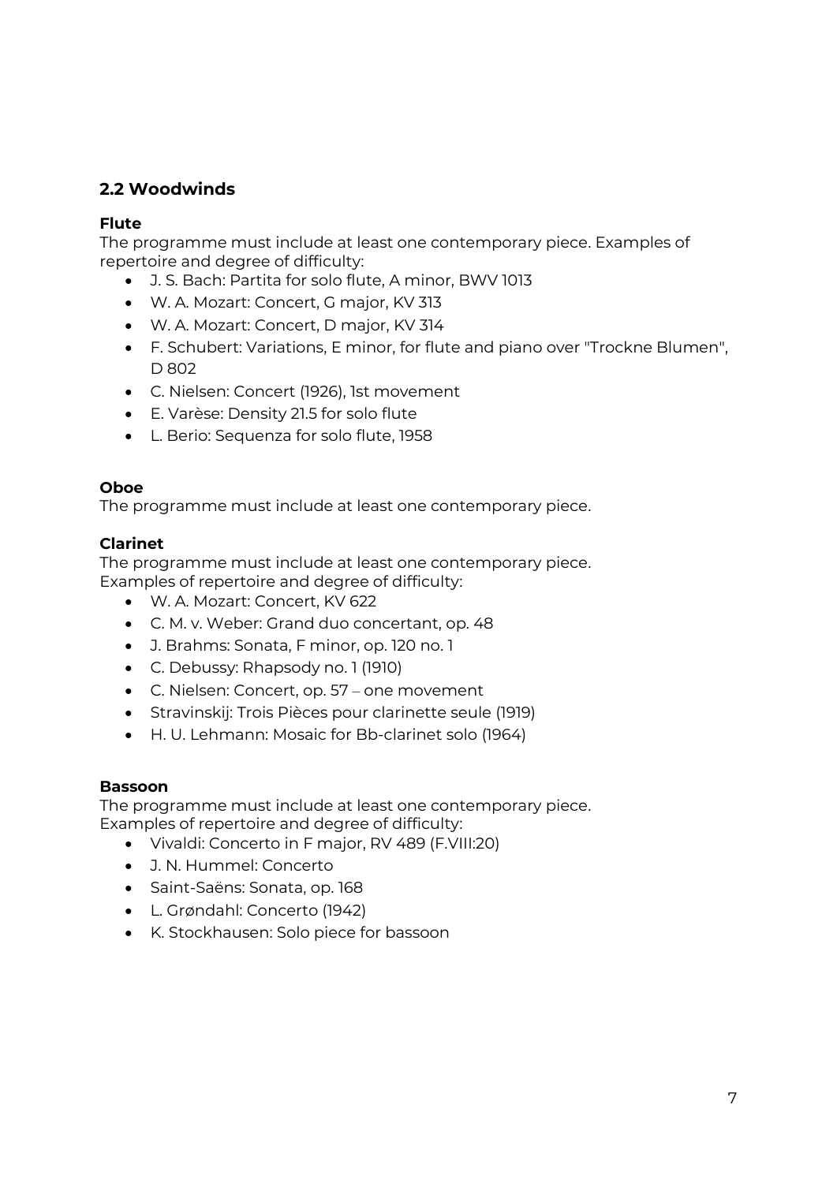## 2.2 Woodwinds

**Flute**

The programme must include at least one contemporary piece. Examples of repertoire and degree of difficulty:

- J. S. Bach: Partita for solo flute, A minor, BWV 1013
- W. A. Mozart: Concert, G major, KV 313
- W. A. Mozart: Concert, D major, KV 314
- F. Schubert: Variations, E minor, for flute and piano over "Trockne Blumen", D 802
- C. Nielsen: Concert (1926), 1st movement
- E. Varèse: Density 21.5 for solo flute
- L. Berio: Sequenza for solo flute, 1958

**Oboe**

The programme must include at least one contemporary piece.

**Clarinet**

The programme must include at least one contemporary piece.
Examples of repertoire and degree of difficulty:

- W. A. Mozart: Concert, KV 622
- C. M. v. Weber: Grand duo concertant, op. 48
- J. Brahms: Sonata, F minor, op. 120 no. 1
- C. Debussy: Rhapsody no. 1 (1910)
- C. Nielsen: Concert, op. 57 – one movement
- Stravinskij: Trois Pièces pour clarinette seule (1919)
- H. U. Lehmann: Mosaic for Bb-clarinet solo (1964)

**Bassoon**

The programme must include at least one contemporary piece.
Examples of repertoire and degree of difficulty:

- Vivaldi: Concerto in F major, RV 489 (F.VIII:20)
- J. N. Hummel: Concerto
- Saint-Saëns: Sonata, op. 168
- L. Grøndahl: Concerto (1942)
- K. Stockhausen: Solo piece for bassoon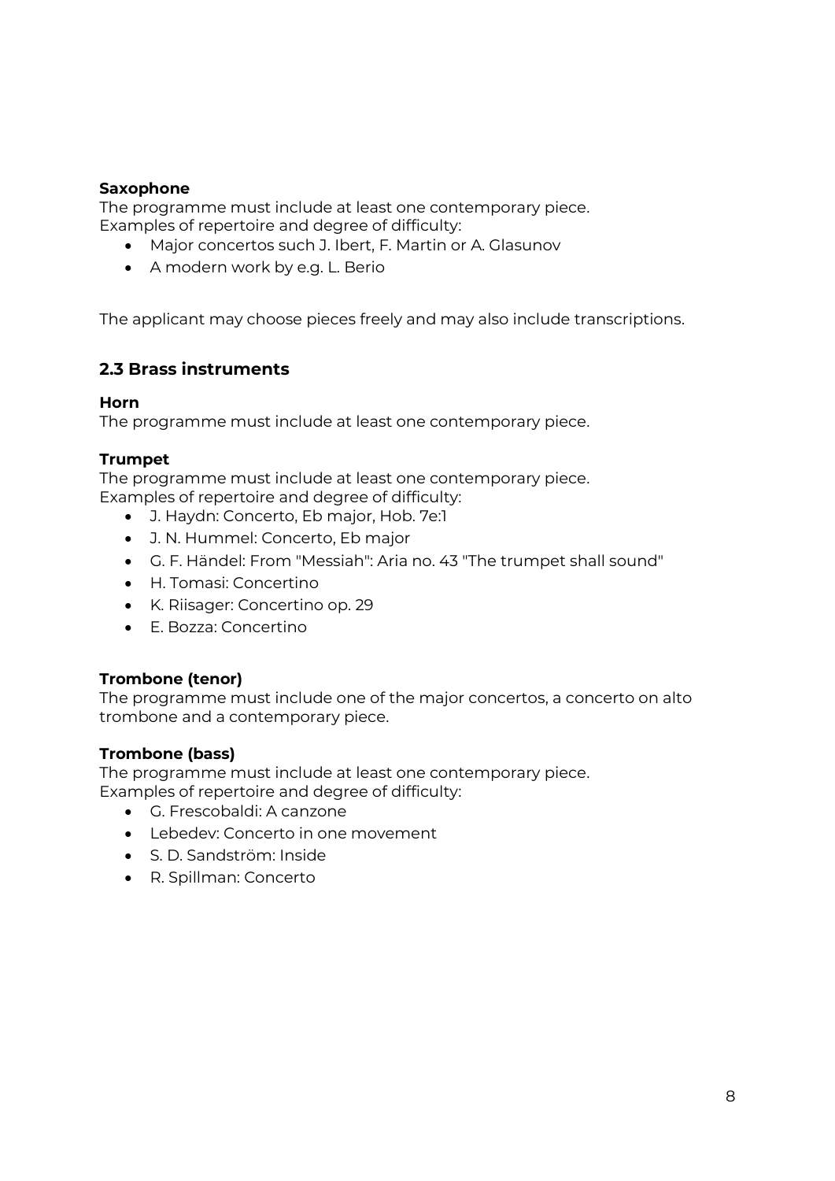**Saxophone**
The programme must include at least one contemporary piece.
Examples of repertoire and degree of difficulty:

- Major concertos such J. Ibert, F. Martin or A. Glasunov
- A modern work by e.g. L. Berio

The applicant may choose pieces freely and may also include transcriptions.

## 2.3 Brass instruments

**Horn**
The programme must include at least one contemporary piece.

**Trumpet**
The programme must include at least one contemporary piece.
Examples of repertoire and degree of difficulty:

- J. Haydn: Concerto, Eb major, Hob. 7e:1
- J. N. Hummel: Concerto, Eb major
- G. F. Händel: From "Messiah": Aria no. 43 "The trumpet shall sound"
- H. Tomasi: Concertino
- K. Riisager: Concertino op. 29
- E. Bozza: Concertino

**Trombone (tenor)**
The programme must include one of the major concertos, a concerto on alto trombone and a contemporary piece.

**Trombone (bass)**
The programme must include at least one contemporary piece.
Examples of repertoire and degree of difficulty:

- G. Frescobaldi: A canzone
- Lebedev: Concerto in one movement
- S. D. Sandström: Inside
- R. Spillman: Concerto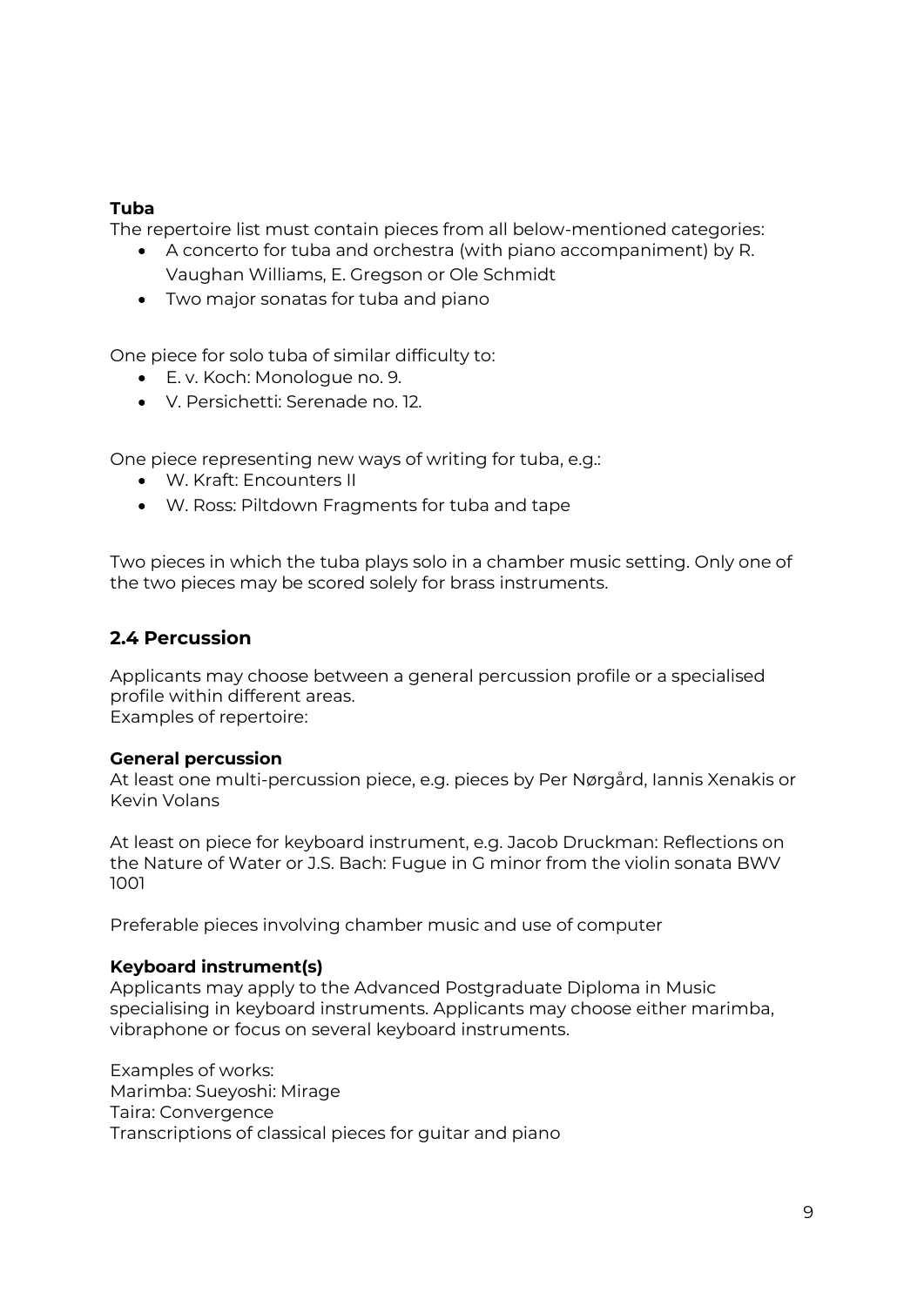**Tuba**

The repertoire list must contain pieces from all below-mentioned categories:

- A concerto for tuba and orchestra (with piano accompaniment) by R. Vaughan Williams, E. Gregson or Ole Schmidt
- Two major sonatas for tuba and piano

One piece for solo tuba of similar difficulty to:

- E. v. Koch: Monologue no. 9.
- V. Persichetti: Serenade no. 12.

One piece representing new ways of writing for tuba, e.g.:

- W. Kraft: Encounters II
- W. Ross: Piltdown Fragments for tuba and tape

Two pieces in which the tuba plays solo in a chamber music setting. Only one of the two pieces may be scored solely for brass instruments.

## 2.4 Percussion

Applicants may choose between a general percussion profile or a specialised profile within different areas.
Examples of repertoire:

**General percussion**

At least one multi-percussion piece, e.g. pieces by Per Nørgård, Iannis Xenakis or Kevin Volans

At least on piece for keyboard instrument, e.g. Jacob Druckman: Reflections on the Nature of Water or J.S. Bach: Fugue in G minor from the violin sonata BWV 1001

Preferable pieces involving chamber music and use of computer

**Keyboard instrument(s)**

Applicants may apply to the Advanced Postgraduate Diploma in Music specialising in keyboard instruments. Applicants may choose either marimba, vibraphone or focus on several keyboard instruments.

Examples of works:
Marimba: Sueyoshi: Mirage
Taira: Convergence
Transcriptions of classical pieces for guitar and piano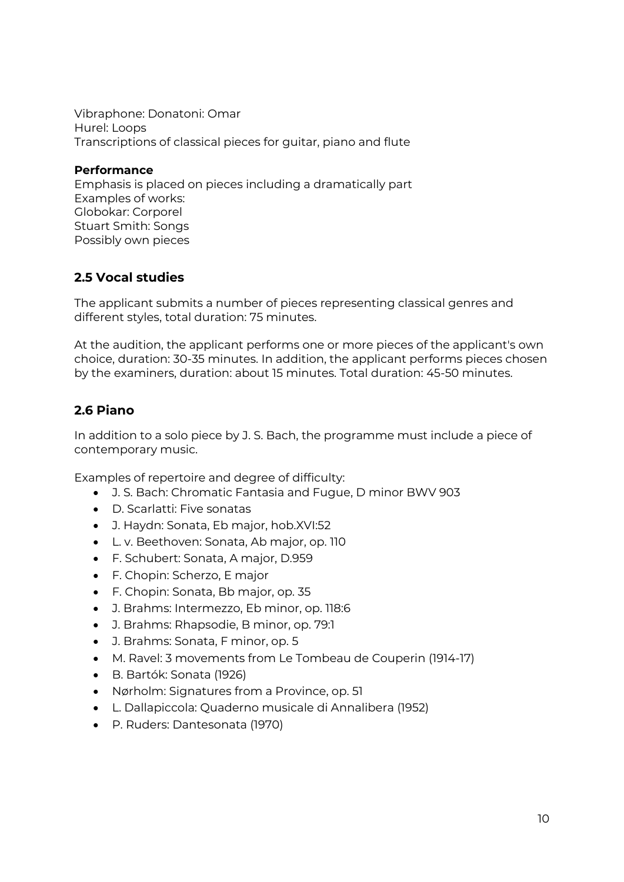Vibraphone: Donatoni: Omar
Hurel: Loops
Transcriptions of classical pieces for guitar, piano and flute

**Performance**
Emphasis is placed on pieces including a dramatically part
Examples of works:
Globokar: Corporel
Stuart Smith: Songs
Possibly own pieces

## 2.5 Vocal studies

The applicant submits a number of pieces representing classical genres and different styles, total duration: 75 minutes.

At the audition, the applicant performs one or more pieces of the applicant's own choice, duration: 30-35 minutes. In addition, the applicant performs pieces chosen by the examiners, duration: about 15 minutes. Total duration: 45-50 minutes.

## 2.6 Piano

In addition to a solo piece by J. S. Bach, the programme must include a piece of contemporary music.

Examples of repertoire and degree of difficulty:

- J. S. Bach: Chromatic Fantasia and Fugue, D minor BWV 903
- D. Scarlatti: Five sonatas
- J. Haydn: Sonata, Eb major, hob.XVI:52
- L. v. Beethoven: Sonata, Ab major, op. 110
- F. Schubert: Sonata, A major, D.959
- F. Chopin: Scherzo, E major
- F. Chopin: Sonata, Bb major, op. 35
- J. Brahms: Intermezzo, Eb minor, op. 118:6
- J. Brahms: Rhapsodie, B minor, op. 79:1
- J. Brahms: Sonata, F minor, op. 5
- M. Ravel: 3 movements from Le Tombeau de Couperin (1914-17)
- B. Bartók: Sonata (1926)
- Nørholm: Signatures from a Province, op. 51
- L. Dallapiccola: Quaderno musicale di Annalibera (1952)
- P. Ruders: Dantesonata (1970)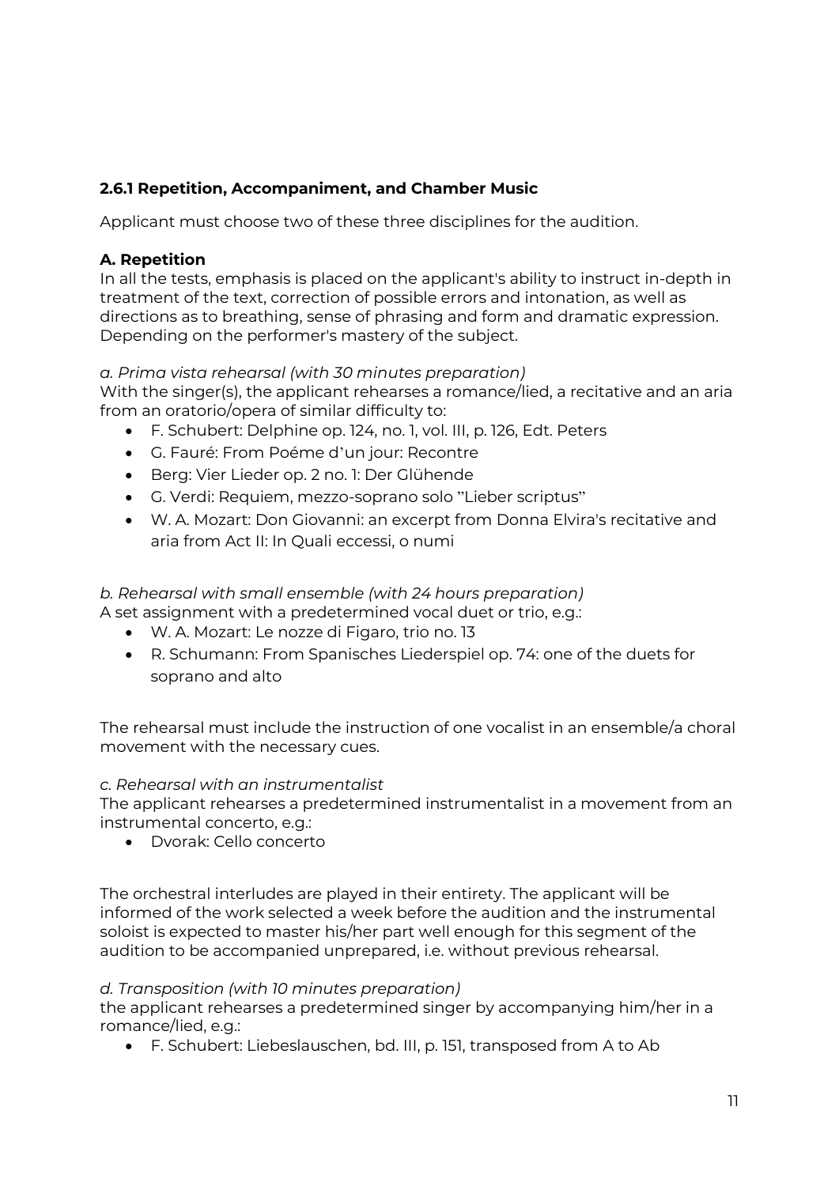### 2.6.1 Repetition, Accompaniment, and Chamber Music

Applicant must choose two of these three disciplines for the audition.

**A. Repetition**

In all the tests, emphasis is placed on the applicant's ability to instruct in-depth in treatment of the text, correction of possible errors and intonation, as well as directions as to breathing, sense of phrasing and form and dramatic expression. Depending on the performer's mastery of the subject.

*a. Prima vista rehearsal (with 30 minutes preparation)*

With the singer(s), the applicant rehearses a romance/lied, a recitative and an aria from an oratorio/opera of similar difficulty to:

- F. Schubert: Delphine op. 124, no. 1, vol. III, p. 126, Edt. Peters
- G. Fauré: From Poéme d'un jour: Recontre
- Berg: Vier Lieder op. 2 no. 1: Der Glühende
- G. Verdi: Requiem, mezzo-soprano solo "Lieber scriptus"
- W. A. Mozart: Don Giovanni: an excerpt from Donna Elvira's recitative and aria from Act II: In Quali eccessi, o numi

*b. Rehearsal with small ensemble (with 24 hours preparation)*

A set assignment with a predetermined vocal duet or trio, e.g.:

- W. A. Mozart: Le nozze di Figaro, trio no. 13
- R. Schumann: From Spanisches Liederspiel op. 74: one of the duets for soprano and alto

The rehearsal must include the instruction of one vocalist in an ensemble/a choral movement with the necessary cues.

*c. Rehearsal with an instrumentalist*

The applicant rehearses a predetermined instrumentalist in a movement from an instrumental concerto, e.g.:

- Dvorak: Cello concerto

The orchestral interludes are played in their entirety. The applicant will be informed of the work selected a week before the audition and the instrumental soloist is expected to master his/her part well enough for this segment of the audition to be accompanied unprepared, i.e. without previous rehearsal.

*d. Transposition (with 10 minutes preparation)*

the applicant rehearses a predetermined singer by accompanying him/her in a romance/lied, e.g.:

- F. Schubert: Liebeslauschen, bd. III, p. 151, transposed from A to Ab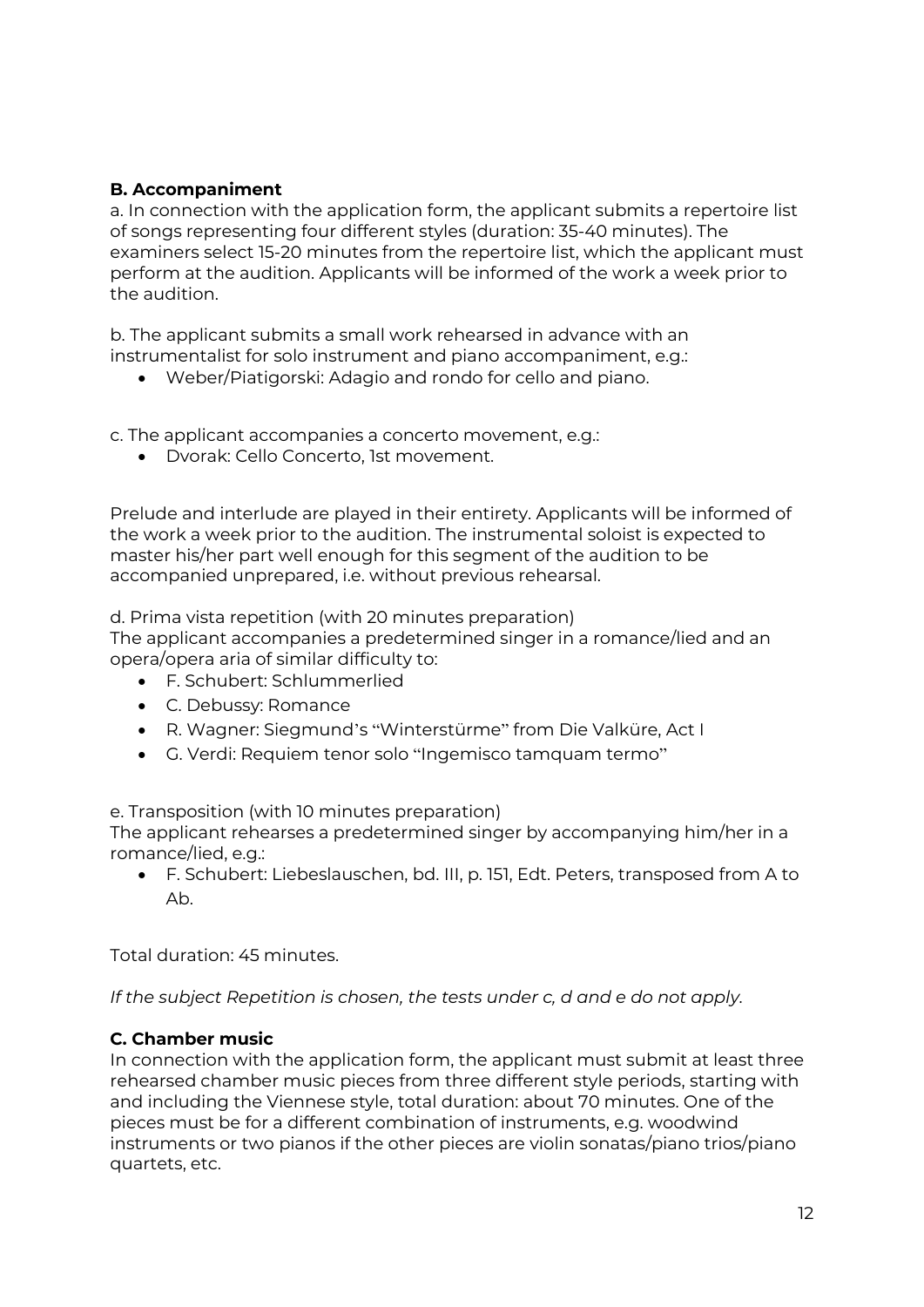**B. Accompaniment**

a. In connection with the application form, the applicant submits a repertoire list of songs representing four different styles (duration: 35-40 minutes). The examiners select 15-20 minutes from the repertoire list, which the applicant must perform at the audition. Applicants will be informed of the work a week prior to the audition.

b. The applicant submits a small work rehearsed in advance with an instrumentalist for solo instrument and piano accompaniment, e.g.:

- Weber/Piatigorski: Adagio and rondo for cello and piano.

c. The applicant accompanies a concerto movement, e.g.:

- Dvorak: Cello Concerto, 1st movement.

Prelude and interlude are played in their entirety. Applicants will be informed of the work a week prior to the audition. The instrumental soloist is expected to master his/her part well enough for this segment of the audition to be accompanied unprepared, i.e. without previous rehearsal.

d. Prima vista repetition (with 20 minutes preparation)
The applicant accompanies a predetermined singer in a romance/lied and an opera/opera aria of similar difficulty to:

- F. Schubert: Schlummerlied
- C. Debussy: Romance
- R. Wagner: Siegmund's "Winterstürme" from Die Valküre, Act I
- G. Verdi: Requiem tenor solo "Ingemisco tamquam termo"

e. Transposition (with 10 minutes preparation)
The applicant rehearses a predetermined singer by accompanying him/her in a romance/lied, e.g.:

- F. Schubert: Liebeslauschen, bd. III, p. 151, Edt. Peters, transposed from A to Ab.

Total duration: 45 minutes.

*If the subject Repetition is chosen, the tests under c, d and e do not apply.*

**C. Chamber music**

In connection with the application form, the applicant must submit at least three rehearsed chamber music pieces from three different style periods, starting with and including the Viennese style, total duration: about 70 minutes. One of the pieces must be for a different combination of instruments, e.g. woodwind instruments or two pianos if the other pieces are violin sonatas/piano trios/piano quartets, etc.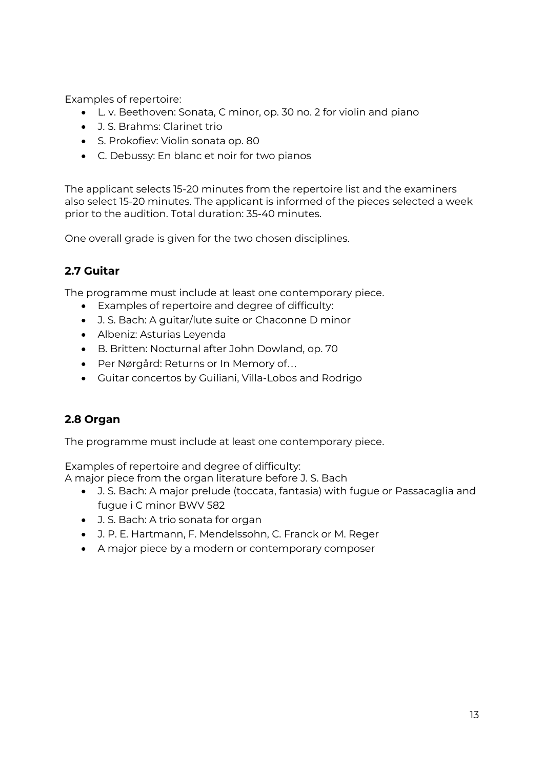Examples of repertoire:

- L. v. Beethoven: Sonata, C minor, op. 30 no. 2 for violin and piano
- J. S. Brahms: Clarinet trio
- S. Prokofiev: Violin sonata op. 80
- C. Debussy: En blanc et noir for two pianos

The applicant selects 15-20 minutes from the repertoire list and the examiners also select 15-20 minutes. The applicant is informed of the pieces selected a week prior to the audition. Total duration: 35-40 minutes.

One overall grade is given for the two chosen disciplines.

### 2.7 Guitar

The programme must include at least one contemporary piece.

- Examples of repertoire and degree of difficulty:
- J. S. Bach: A guitar/lute suite or Chaconne D minor
- Albeniz: Asturias Leyenda
- B. Britten: Nocturnal after John Dowland, op. 70
- Per Nørgård: Returns or In Memory of…
- Guitar concertos by Guiliani, Villa-Lobos and Rodrigo

### 2.8 Organ

The programme must include at least one contemporary piece.

Examples of repertoire and degree of difficulty:
A major piece from the organ literature before J. S. Bach

- J. S. Bach: A major prelude (toccata, fantasia) with fugue or Passacaglia and fugue i C minor BWV 582
- J. S. Bach: A trio sonata for organ
- J. P. E. Hartmann, F. Mendelssohn, C. Franck or M. Reger
- A major piece by a modern or contemporary composer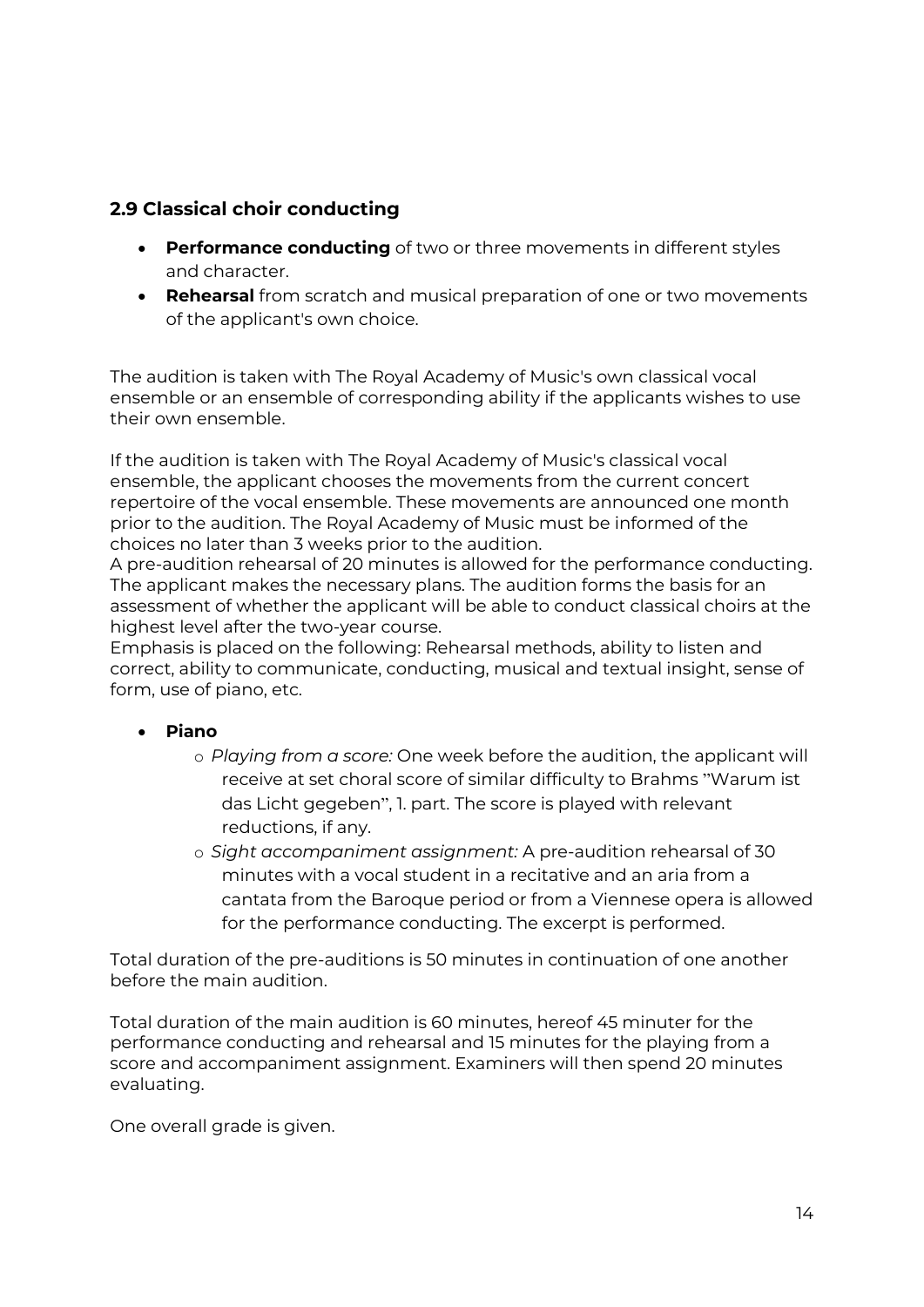## 2.9 Classical choir conducting

- **Performance conducting** of two or three movements in different styles and character.
- **Rehearsal** from scratch and musical preparation of one or two movements of the applicant's own choice.

The audition is taken with The Royal Academy of Music's own classical vocal ensemble or an ensemble of corresponding ability if the applicants wishes to use their own ensemble.

If the audition is taken with The Royal Academy of Music's classical vocal ensemble, the applicant chooses the movements from the current concert repertoire of the vocal ensemble. These movements are announced one month prior to the audition. The Royal Academy of Music must be informed of the choices no later than 3 weeks prior to the audition.
A pre-audition rehearsal of 20 minutes is allowed for the performance conducting. The applicant makes the necessary plans. The audition forms the basis for an assessment of whether the applicant will be able to conduct classical choirs at the highest level after the two-year course.
Emphasis is placed on the following: Rehearsal methods, ability to listen and correct, ability to communicate, conducting, musical and textual insight, sense of form, use of piano, etc.

- **Piano**
  - *Playing from a score:* One week before the audition, the applicant will receive at set choral score of similar difficulty to Brahms "Warum ist das Licht gegeben", 1. part. The score is played with relevant reductions, if any.
  - *Sight accompaniment assignment:* A pre-audition rehearsal of 30 minutes with a vocal student in a recitative and an aria from a cantata from the Baroque period or from a Viennese opera is allowed for the performance conducting. The excerpt is performed.

Total duration of the pre-auditions is 50 minutes in continuation of one another before the main audition.

Total duration of the main audition is 60 minutes, hereof 45 minuter for the performance conducting and rehearsal and 15 minutes for the playing from a score and accompaniment assignment. Examiners will then spend 20 minutes evaluating.

One overall grade is given.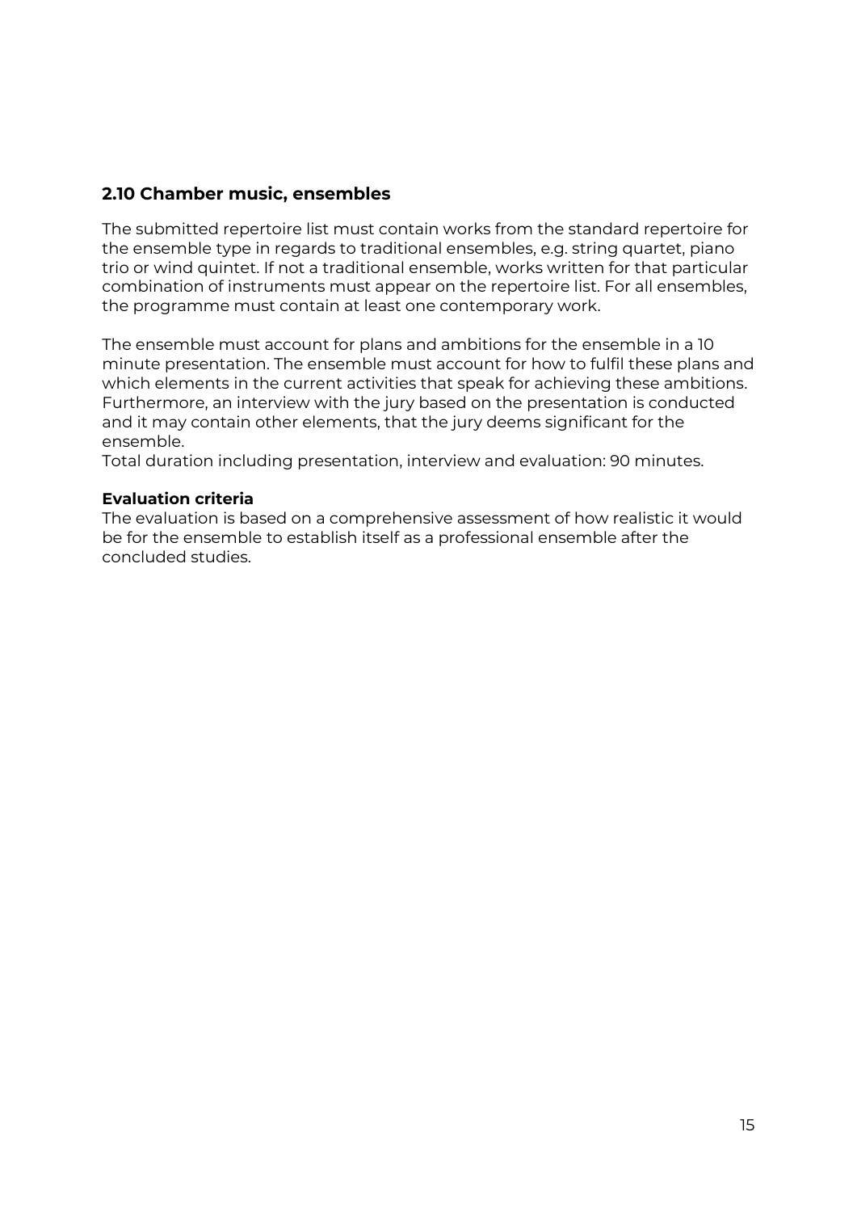### 2.10 Chamber music, ensembles

The submitted repertoire list must contain works from the standard repertoire for the ensemble type in regards to traditional ensembles, e.g. string quartet, piano trio or wind quintet. If not a traditional ensemble, works written for that particular combination of instruments must appear on the repertoire list. For all ensembles, the programme must contain at least one contemporary work.

The ensemble must account for plans and ambitions for the ensemble in a 10 minute presentation. The ensemble must account for how to fulfil these plans and which elements in the current activities that speak for achieving these ambitions. Furthermore, an interview with the jury based on the presentation is conducted and it may contain other elements, that the jury deems significant for the ensemble.
Total duration including presentation, interview and evaluation: 90 minutes.

**Evaluation criteria**
The evaluation is based on a comprehensive assessment of how realistic it would be for the ensemble to establish itself as a professional ensemble after the concluded studies.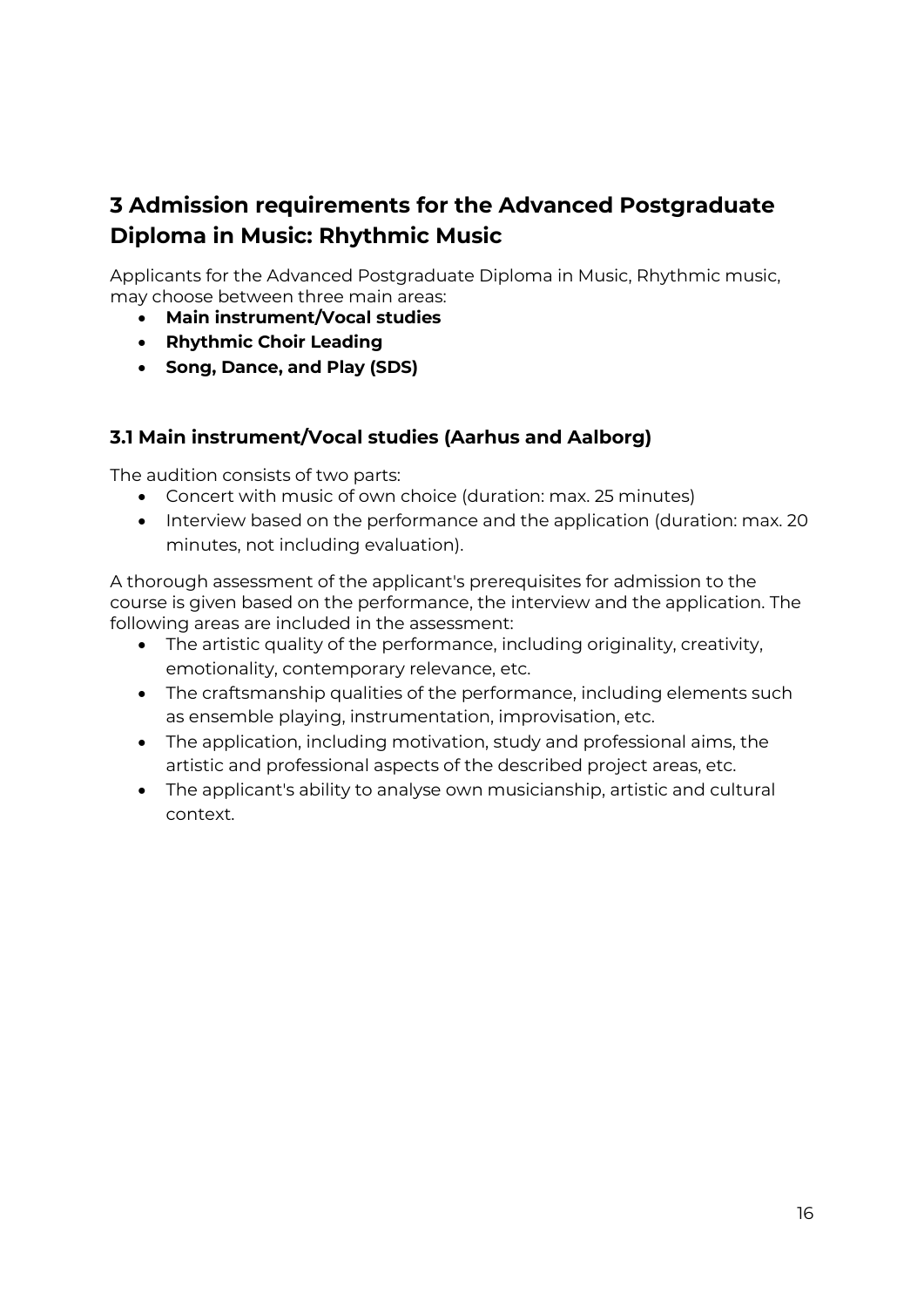## 3 Admission requirements for the Advanced Postgraduate Diploma in Music: Rhythmic Music

Applicants for the Advanced Postgraduate Diploma in Music, Rhythmic music, may choose between three main areas:

- **Main instrument/Vocal studies**
- **Rhythmic Choir Leading**
- **Song, Dance, and Play (SDS)**

### 3.1 Main instrument/Vocal studies (Aarhus and Aalborg)

The audition consists of two parts:

- Concert with music of own choice (duration: max. 25 minutes)
- Interview based on the performance and the application (duration: max. 20 minutes, not including evaluation).

A thorough assessment of the applicant's prerequisites for admission to the course is given based on the performance, the interview and the application. The following areas are included in the assessment:

- The artistic quality of the performance, including originality, creativity, emotionality, contemporary relevance, etc.
- The craftsmanship qualities of the performance, including elements such as ensemble playing, instrumentation, improvisation, etc.
- The application, including motivation, study and professional aims, the artistic and professional aspects of the described project areas, etc.
- The applicant's ability to analyse own musicianship, artistic and cultural context.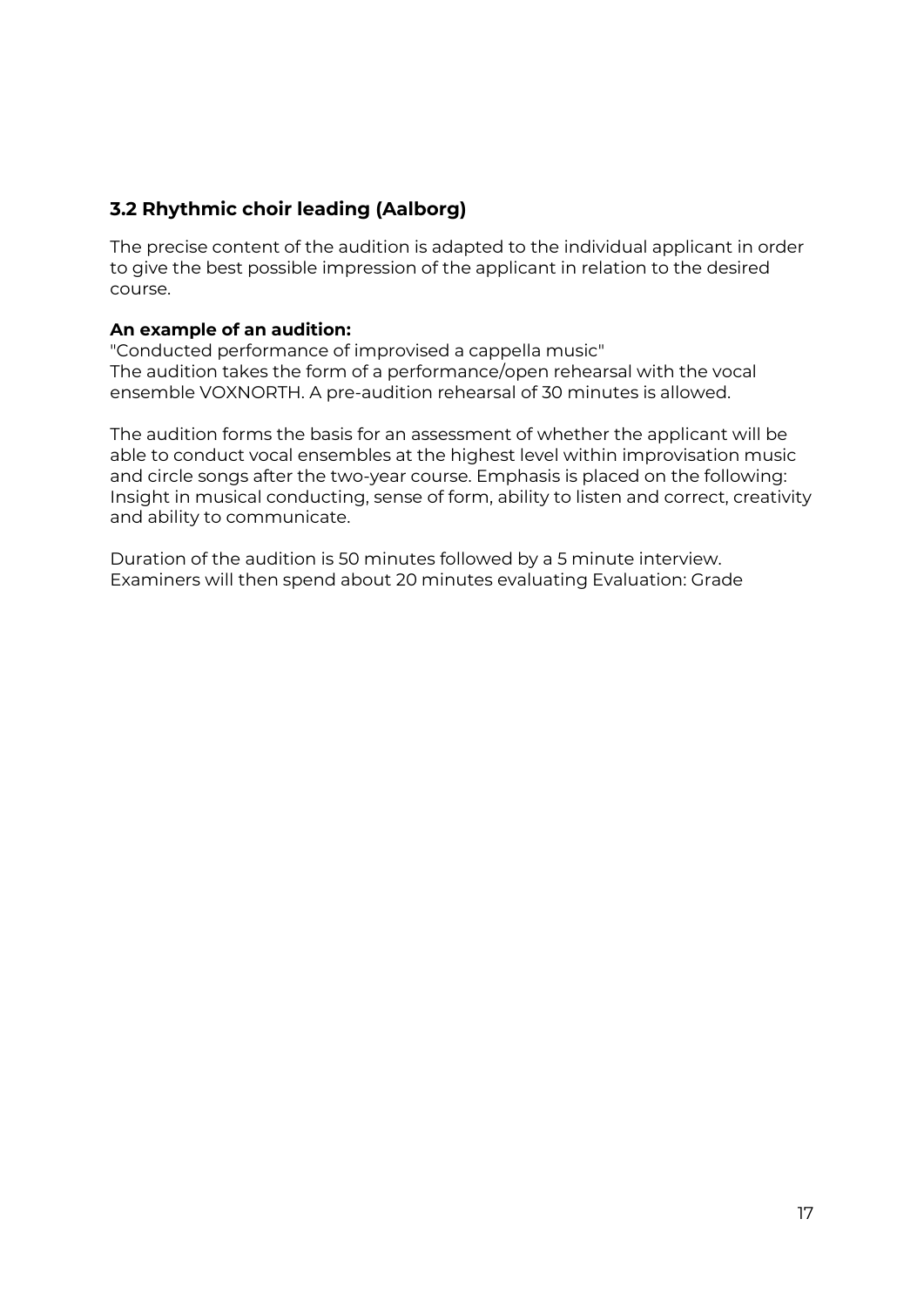### 3.2 Rhythmic choir leading (Aalborg)

The precise content of the audition is adapted to the individual applicant in order to give the best possible impression of the applicant in relation to the desired course.

**An example of an audition:**
"Conducted performance of improvised a cappella music"
The audition takes the form of a performance/open rehearsal with the vocal ensemble VOXNORTH. A pre-audition rehearsal of 30 minutes is allowed.

The audition forms the basis for an assessment of whether the applicant will be able to conduct vocal ensembles at the highest level within improvisation music and circle songs after the two-year course. Emphasis is placed on the following: Insight in musical conducting, sense of form, ability to listen and correct, creativity and ability to communicate.

Duration of the audition is 50 minutes followed by a 5 minute interview.
Examiners will then spend about 20 minutes evaluating Evaluation: Grade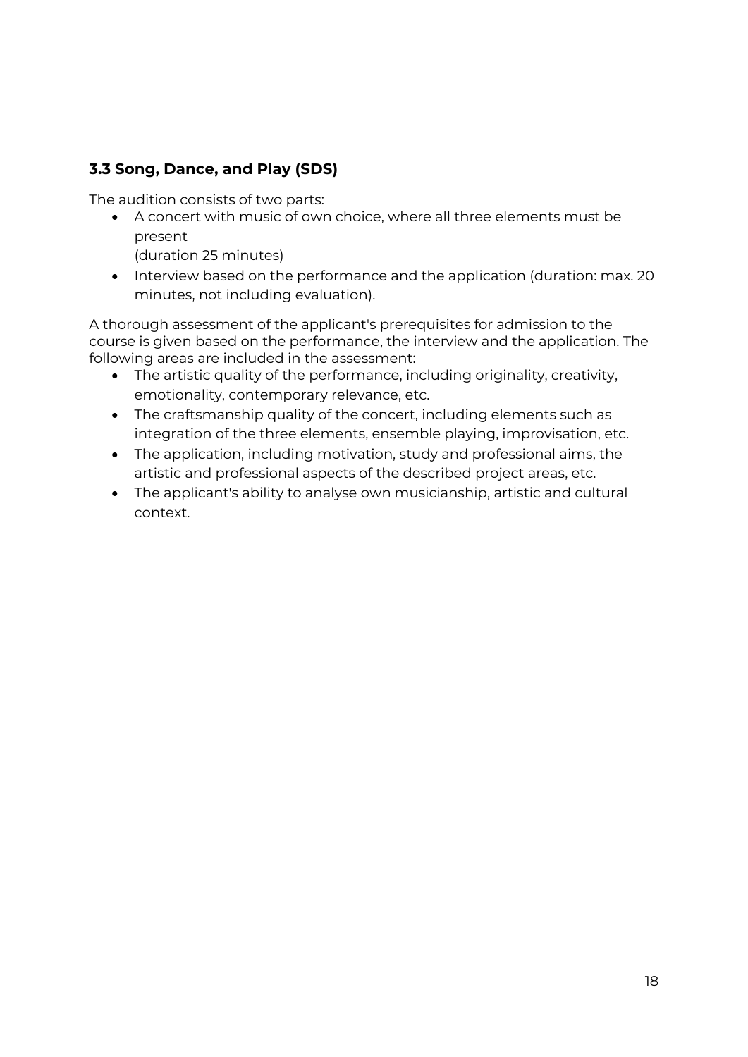### 3.3 Song, Dance, and Play (SDS)

The audition consists of two parts:

- A concert with music of own choice, where all three elements must be present
  (duration 25 minutes)
- Interview based on the performance and the application (duration: max. 20 minutes, not including evaluation).

A thorough assessment of the applicant's prerequisites for admission to the course is given based on the performance, the interview and the application. The following areas are included in the assessment:

- The artistic quality of the performance, including originality, creativity, emotionality, contemporary relevance, etc.
- The craftsmanship quality of the concert, including elements such as integration of the three elements, ensemble playing, improvisation, etc.
- The application, including motivation, study and professional aims, the artistic and professional aspects of the described project areas, etc.
- The applicant's ability to analyse own musicianship, artistic and cultural context.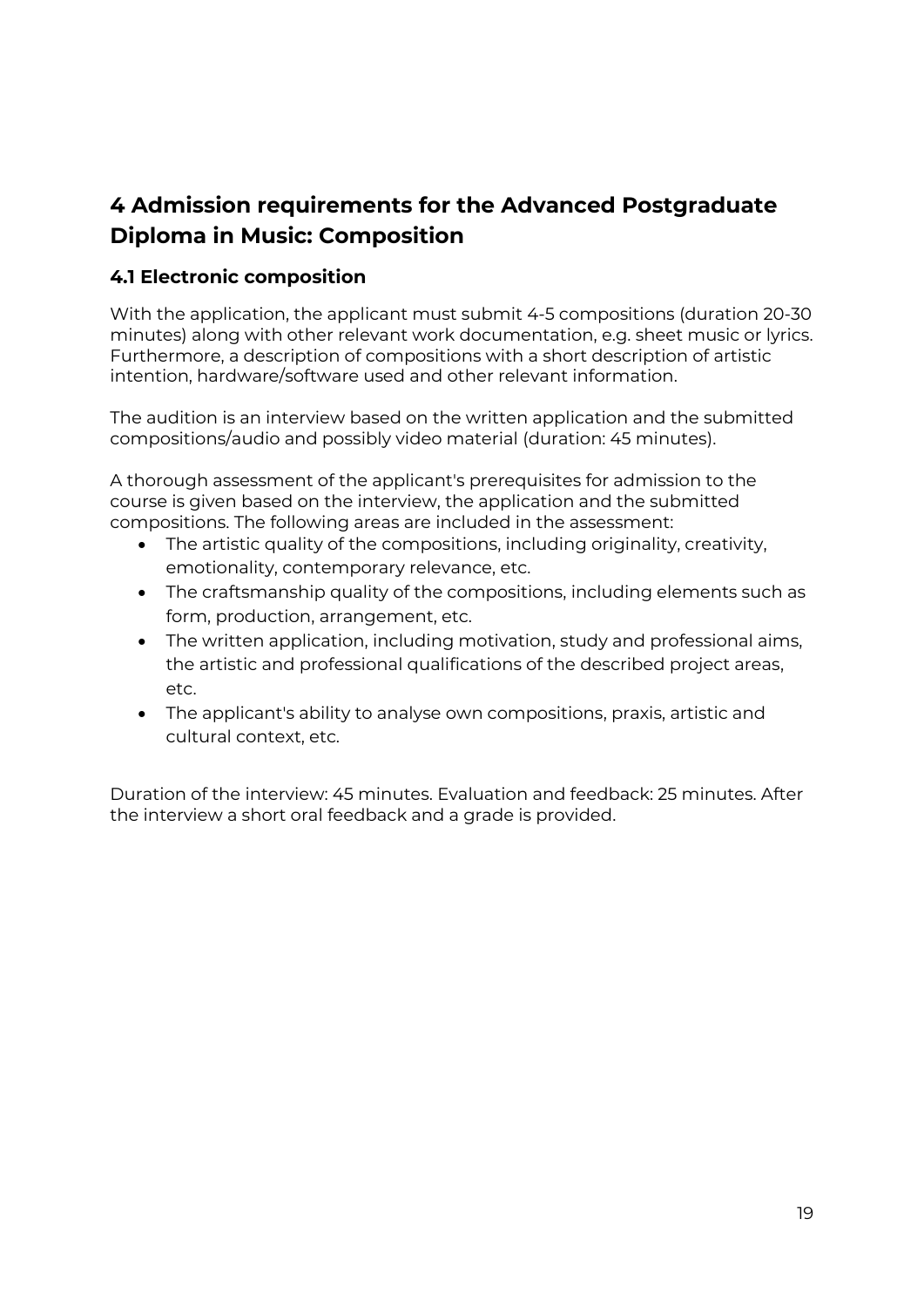# 4 Admission requirements for the Advanced Postgraduate Diploma in Music: Composition

## 4.1 Electronic composition

With the application, the applicant must submit 4-5 compositions (duration 20-30 minutes) along with other relevant work documentation, e.g. sheet music or lyrics. Furthermore, a description of compositions with a short description of artistic intention, hardware/software used and other relevant information.

The audition is an interview based on the written application and the submitted compositions/audio and possibly video material (duration: 45 minutes).

A thorough assessment of the applicant's prerequisites for admission to the course is given based on the interview, the application and the submitted compositions. The following areas are included in the assessment:

- The artistic quality of the compositions, including originality, creativity, emotionality, contemporary relevance, etc.
- The craftsmanship quality of the compositions, including elements such as form, production, arrangement, etc.
- The written application, including motivation, study and professional aims, the artistic and professional qualifications of the described project areas, etc.
- The applicant's ability to analyse own compositions, praxis, artistic and cultural context, etc.

Duration of the interview: 45 minutes. Evaluation and feedback: 25 minutes. After the interview a short oral feedback and a grade is provided.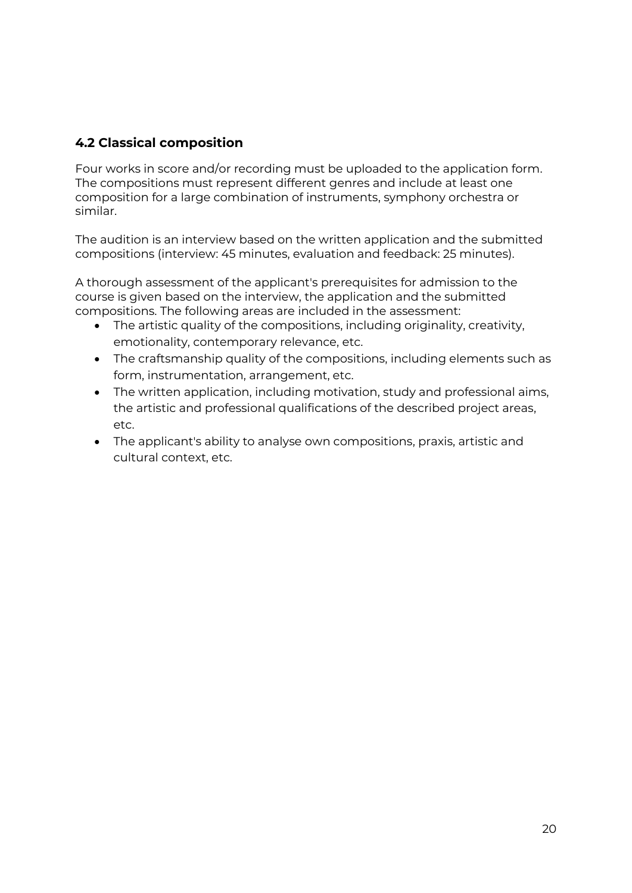### 4.2 Classical composition

Four works in score and/or recording must be uploaded to the application form. The compositions must represent different genres and include at least one composition for a large combination of instruments, symphony orchestra or similar.

The audition is an interview based on the written application and the submitted compositions (interview: 45 minutes, evaluation and feedback: 25 minutes).

A thorough assessment of the applicant's prerequisites for admission to the course is given based on the interview, the application and the submitted compositions. The following areas are included in the assessment:

- The artistic quality of the compositions, including originality, creativity, emotionality, contemporary relevance, etc.
- The craftsmanship quality of the compositions, including elements such as form, instrumentation, arrangement, etc.
- The written application, including motivation, study and professional aims, the artistic and professional qualifications of the described project areas, etc.
- The applicant's ability to analyse own compositions, praxis, artistic and cultural context, etc.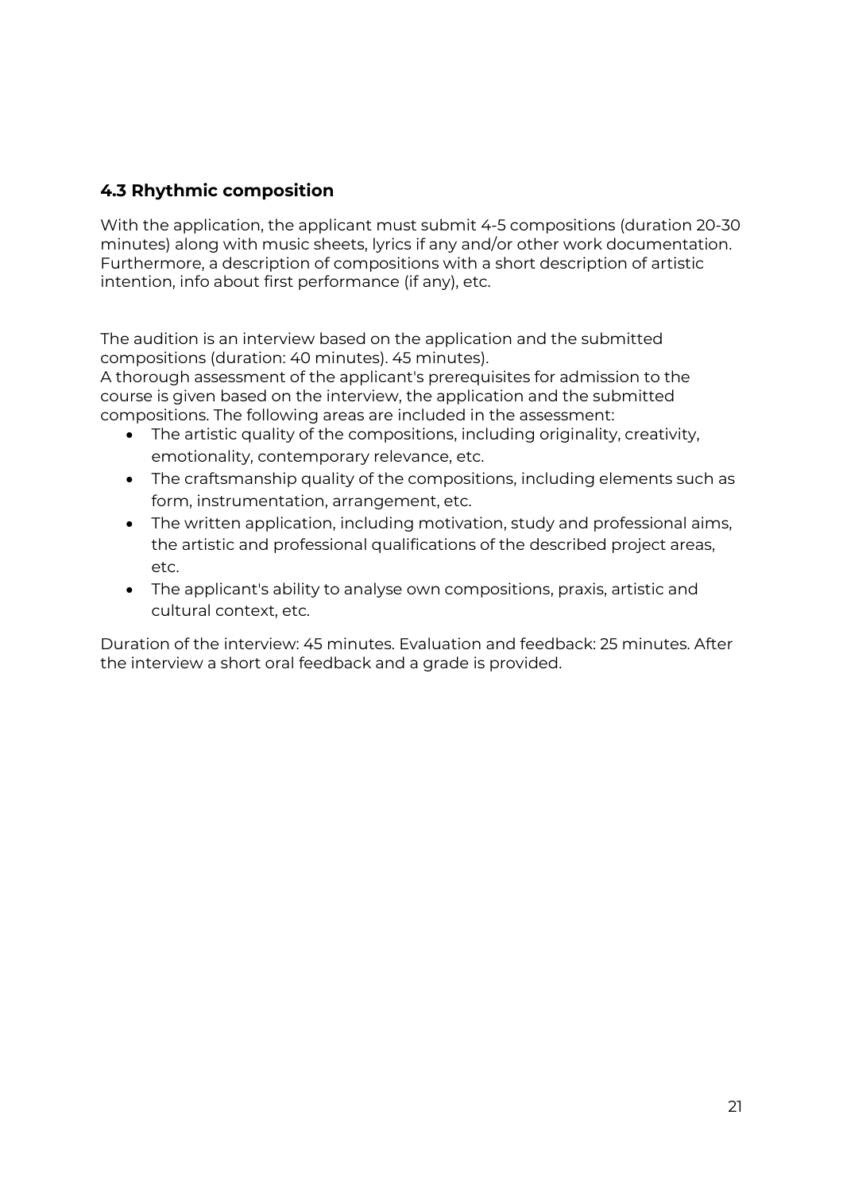### 4.3 Rhythmic composition

With the application, the applicant must submit 4-5 compositions (duration 20-30 minutes) along with music sheets, lyrics if any and/or other work documentation. Furthermore, a description of compositions with a short description of artistic intention, info about first performance (if any), etc.

The audition is an interview based on the application and the submitted compositions (duration: 40 minutes). 45 minutes).
A thorough assessment of the applicant's prerequisites for admission to the course is given based on the interview, the application and the submitted compositions. The following areas are included in the assessment:

- The artistic quality of the compositions, including originality, creativity, emotionality, contemporary relevance, etc.
- The craftsmanship quality of the compositions, including elements such as form, instrumentation, arrangement, etc.
- The written application, including motivation, study and professional aims, the artistic and professional qualifications of the described project areas, etc.
- The applicant's ability to analyse own compositions, praxis, artistic and cultural context, etc.

Duration of the interview: 45 minutes. Evaluation and feedback: 25 minutes. After the interview a short oral feedback and a grade is provided.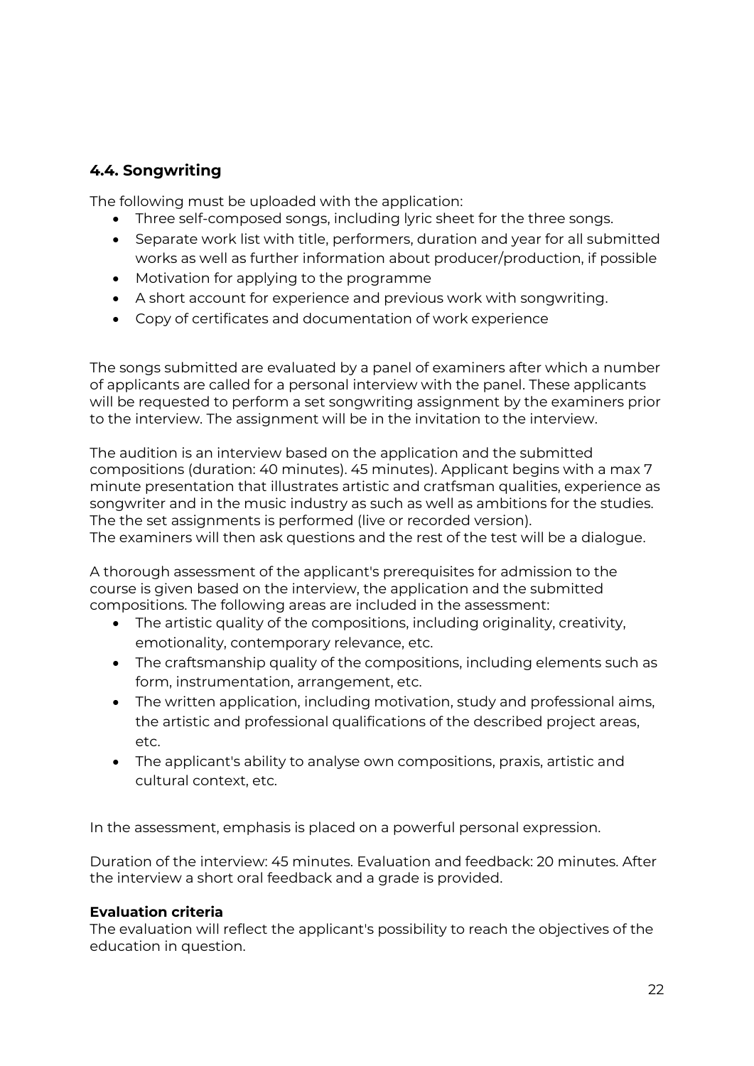## 4.4. Songwriting

The following must be uploaded with the application:

- Three self-composed songs, including lyric sheet for the three songs.
- Separate work list with title, performers, duration and year for all submitted works as well as further information about producer/production, if possible
- Motivation for applying to the programme
- A short account for experience and previous work with songwriting.
- Copy of certificates and documentation of work experience

The songs submitted are evaluated by a panel of examiners after which a number of applicants are called for a personal interview with the panel. These applicants will be requested to perform a set songwriting assignment by the examiners prior to the interview. The assignment will be in the invitation to the interview.

The audition is an interview based on the application and the submitted compositions (duration: 40 minutes). 45 minutes). Applicant begins with a max 7 minute presentation that illustrates artistic and cratfsman qualities, experience as songwriter and in the music industry as such as well as ambitions for the studies. The the set assignments is performed (live or recorded version).
The examiners will then ask questions and the rest of the test will be a dialogue.

A thorough assessment of the applicant's prerequisites for admission to the course is given based on the interview, the application and the submitted compositions. The following areas are included in the assessment:

- The artistic quality of the compositions, including originality, creativity, emotionality, contemporary relevance, etc.
- The craftsmanship quality of the compositions, including elements such as form, instrumentation, arrangement, etc.
- The written application, including motivation, study and professional aims, the artistic and professional qualifications of the described project areas, etc.
- The applicant's ability to analyse own compositions, praxis, artistic and cultural context, etc.

In the assessment, emphasis is placed on a powerful personal expression.

Duration of the interview: 45 minutes. Evaluation and feedback: 20 minutes. After the interview a short oral feedback and a grade is provided.

**Evaluation criteria**
The evaluation will reflect the applicant's possibility to reach the objectives of the education in question.